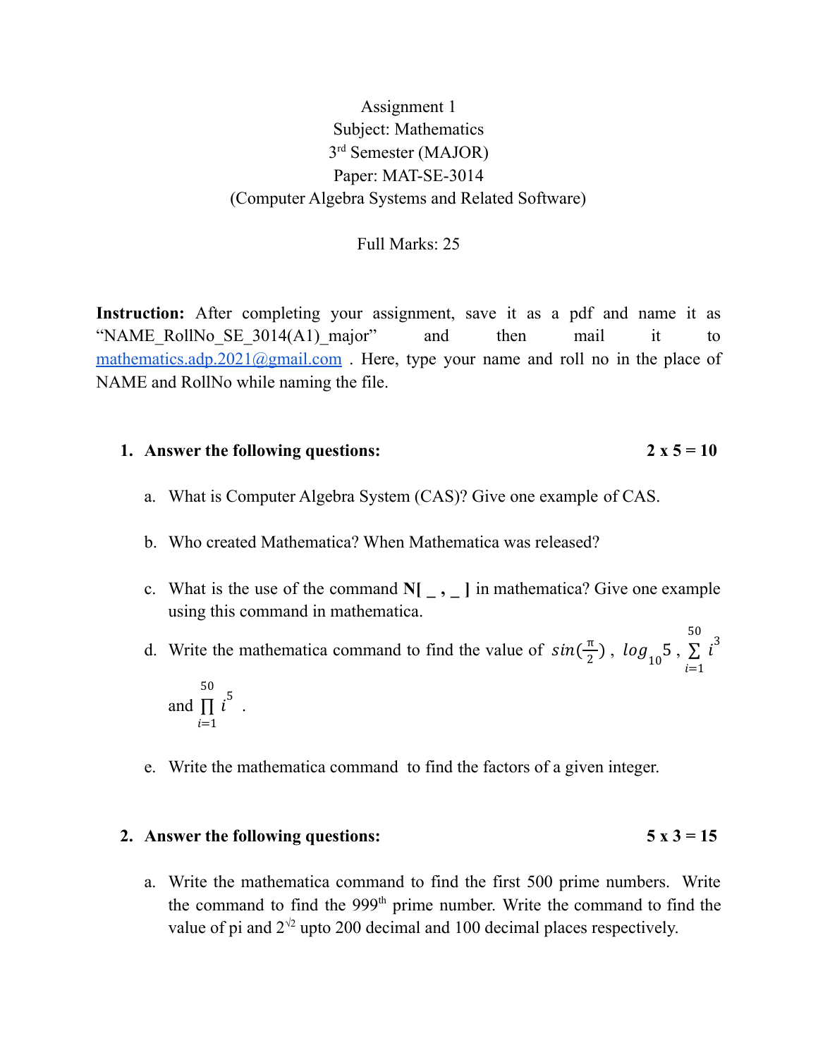Assignment 1

Subject: Mathematics

3rd Semester (MAJOR)

Paper: MAT-SE-3014

(Computer Algebra Systems and Related Software)

Full Marks: 25

**Instruction:** After completing your assignment, save it as a pdf and name it as "NAME_RollNo_SE_3014(A1)_major" and then mail it to mathematics.adp.2021@gmail.com . Here, type your name and roll no in the place of NAME and RollNo while naming the file.

1. **Answer the following questions:** **2 x 5 = 10**

   a. What is Computer Algebra System (CAS)? Give one example of CAS.

   b. Who created Mathematica? When Mathematica was released?

   c. What is the use of the command **N[ _ , _ ]** in mathematica? Give one example using this command in mathematica.

   d. Write the mathematica command to find the value of $sin(\frac{\pi}{2})$ , $log_{10}5$ , $\sum_{i=1}^{50} i^3$ and $\prod_{i=1}^{50} i^5$ .

   e. Write the mathematica command to find the factors of a given integer.

2. **Answer the following questions:** **5 x 3 = 15**

   a. Write the mathematica command to find the first 500 prime numbers. Write the command to find the 999th prime number. Write the command to find the value of pi and $2^{\sqrt{2}}$ upto 200 decimal and 100 decimal places respectively.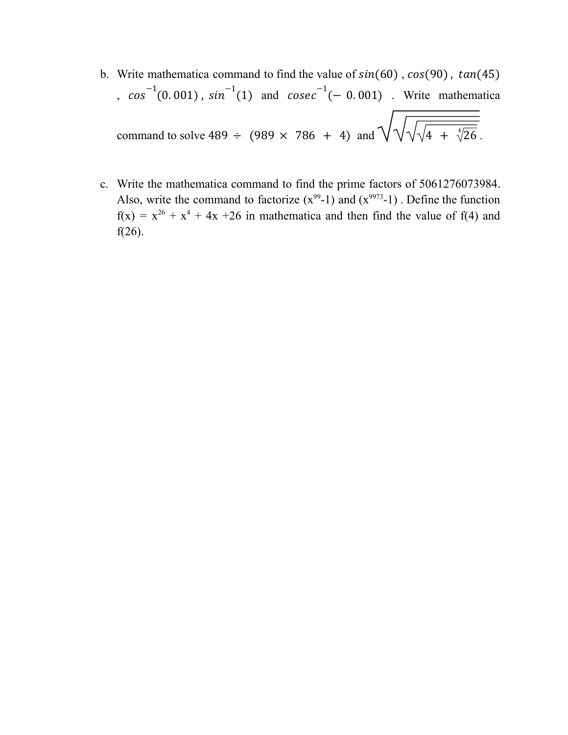b. Write mathematica command to find the value of $sin(60)$ , $cos(90)$ , $tan(45)$ , $cos^{-1}(0.001)$ , $sin^{-1}(1)$ and $cosec^{-1}(-\ 0.001)$ . Write mathematica command to solve $489 \div (989 \times 786 + 4)$ and $\sqrt{\sqrt{\sqrt{\sqrt{4 + \sqrt[4]{26}}}}}$.

c. Write the mathematica command to find the prime factors of 5061276073984. Also, write the command to factorize $(x^{99}-1)$ and $(x^{9973}-1)$ . Define the function $f(x) = x^{26} + x^4 + 4x + 26$ in mathematica and then find the value of f(4) and f(26).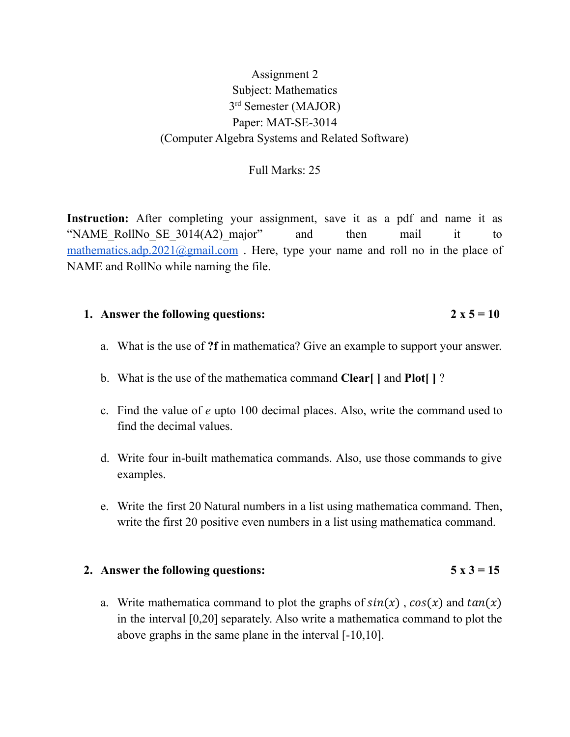Assignment 2
Subject: Mathematics
3rd Semester (MAJOR)
Paper: MAT-SE-3014
(Computer Algebra Systems and Related Software)

Full Marks: 25

**Instruction:** After completing your assignment, save it as a pdf and name it as "NAME_RollNo_SE_3014(A2)_major" and then mail it to mathematics.adp.2021@gmail.com . Here, type your name and roll no in the place of NAME and RollNo while naming the file.

1. **Answer the following questions:** **2 x 5 = 10**

   a. What is the use of **?f** in mathematica? Give an example to support your answer.

   b. What is the use of the mathematica command **Clear[ ]** and **Plot[ ]** ?

   c. Find the value of *e* upto 100 decimal places. Also, write the command used to find the decimal values.

   d. Write four in-built mathematica commands. Also, use those commands to give examples.

   e. Write the first 20 Natural numbers in a list using mathematica command. Then, write the first 20 positive even numbers in a list using mathematica command.

2. **Answer the following questions:** **5 x 3 = 15**

   a. Write mathematica command to plot the graphs of $sin(x)$ , $cos(x)$ and $tan(x)$ in the interval [0,20] separately. Also write a mathematica command to plot the above graphs in the same plane in the interval [-10,10].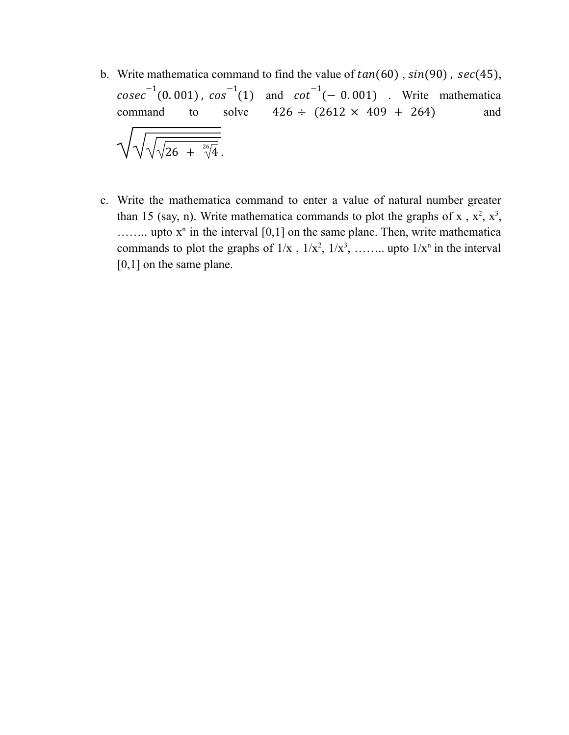b. Write mathematica command to find the value of $tan(60)$ , $sin(90)$ , $sec(45)$, $cosec^{-1}(0.001)$ , $cos^{-1}(1)$ and $cot^{-1}(-\ 0.001)$ . Write mathematica command to solve $426 \div (2612 \times 409 + 264)$ and $\sqrt{\sqrt{\sqrt{\sqrt{26 + \sqrt[26]{4}}}}}$.

c. Write the mathematica command to enter a value of natural number greater than 15 (say, n). Write mathematica commands to plot the graphs of $x$ , $x^2$, $x^3$, …….. upto $x^n$ in the interval [0,1] on the same plane. Then, write mathematica commands to plot the graphs of $1/x$ , $1/x^2$, $1/x^3$, …….. upto $1/x^n$ in the interval [0,1] on the same plane.